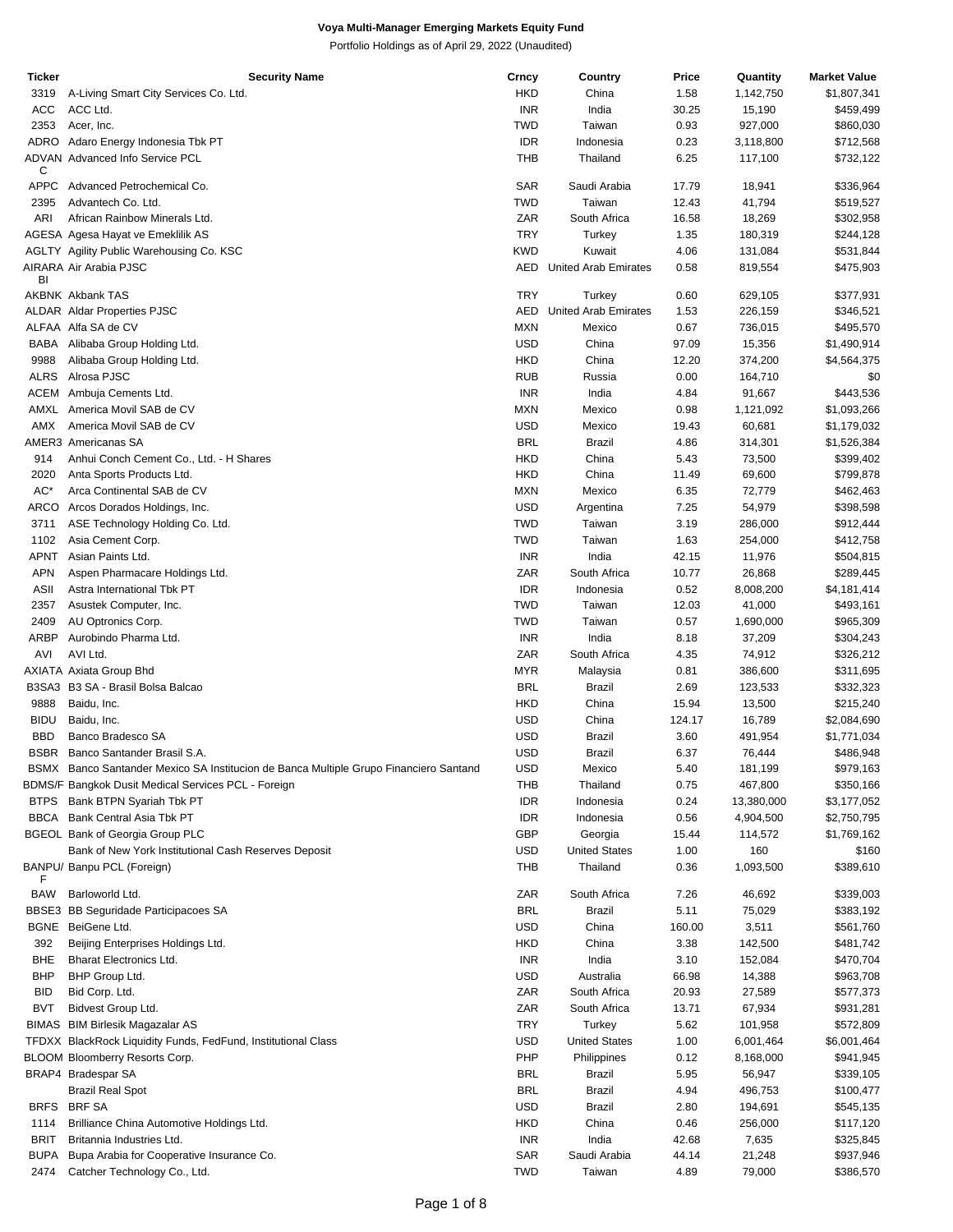# Voya Multi-Manager Emerging Markets Equity Fund

Portfolio Holdings as of April 29, 2022 (Unaudited)

| Ticker | Security Name | Crncy | Country | Price | Quantity | Market Value |
|---|---|---|---|---|---|---|
| 3319 | A-Living Smart City Services Co. Ltd. | HKD | China | 1.58 | 1,142,750 | $1,807,341 |
| ACC | ACC Ltd. | INR | India | 30.25 | 15,190 | $459,499 |
| 2353 | Acer, Inc. | TWD | Taiwan | 0.93 | 927,000 | $860,030 |
| ADRO | Adaro Energy Indonesia Tbk PT | IDR | Indonesia | 0.23 | 3,118,800 | $712,568 |
| ADVANC | Advanced Info Service PCL | THB | Thailand | 6.25 | 117,100 | $732,122 |
| APPC | Advanced Petrochemical Co. | SAR | Saudi Arabia | 17.79 | 18,941 | $336,964 |
| 2395 | Advantech Co. Ltd. | TWD | Taiwan | 12.43 | 41,794 | $519,527 |
| ARI | African Rainbow Minerals Ltd. | ZAR | South Africa | 16.58 | 18,269 | $302,958 |
| AGESA | Agesa Hayat ve Emeklilik AS | TRY | Turkey | 1.35 | 180,319 | $244,128 |
| AGLTY | Agility Public Warehousing Co. KSC | KWD | Kuwait | 4.06 | 131,084 | $531,844 |
| AIRARABI | Air Arabia PJSC | AED | United Arab Emirates | 0.58 | 819,554 | $475,903 |
| AKBNK | Akbank TAS | TRY | Turkey | 0.60 | 629,105 | $377,931 |
| ALDAR | Aldar Properties PJSC | AED | United Arab Emirates | 1.53 | 226,159 | $346,521 |
| ALFAA | Alfa SA de CV | MXN | Mexico | 0.67 | 736,015 | $495,570 |
| BABA | Alibaba Group Holding Ltd. | USD | China | 97.09 | 15,356 | $1,490,914 |
| 9988 | Alibaba Group Holding Ltd. | HKD | China | 12.20 | 374,200 | $4,564,375 |
| ALRS | Alrosa PJSC | RUB | Russia | 0.00 | 164,710 | $0 |
| ACEM | Ambuja Cements Ltd. | INR | India | 4.84 | 91,667 | $443,536 |
| AMXL | America Movil SAB de CV | MXN | Mexico | 0.98 | 1,121,092 | $1,093,266 |
| AMX | America Movil SAB de CV | USD | Mexico | 19.43 | 60,681 | $1,179,032 |
| AMER3 | Americanas SA | BRL | Brazil | 4.86 | 314,301 | $1,526,384 |
| 914 | Anhui Conch Cement Co., Ltd. - H Shares | HKD | China | 5.43 | 73,500 | $399,402 |
| 2020 | Anta Sports Products Ltd. | HKD | China | 11.49 | 69,600 | $799,878 |
| AC* | Arca Continental SAB de CV | MXN | Mexico | 6.35 | 72,779 | $462,463 |
| ARCO | Arcos Dorados Holdings, Inc. | USD | Argentina | 7.25 | 54,979 | $398,598 |
| 3711 | ASE Technology Holding Co. Ltd. | TWD | Taiwan | 3.19 | 286,000 | $912,444 |
| 1102 | Asia Cement Corp. | TWD | Taiwan | 1.63 | 254,000 | $412,758 |
| APNT | Asian Paints Ltd. | INR | India | 42.15 | 11,976 | $504,815 |
| APN | Aspen Pharmacare Holdings Ltd. | ZAR | South Africa | 10.77 | 26,868 | $289,445 |
| ASII | Astra International Tbk PT | IDR | Indonesia | 0.52 | 8,008,200 | $4,181,414 |
| 2357 | Asustek Computer, Inc. | TWD | Taiwan | 12.03 | 41,000 | $493,161 |
| 2409 | AU Optronics Corp. | TWD | Taiwan | 0.57 | 1,690,000 | $965,309 |
| ARBP | Aurobindo Pharma Ltd. | INR | India | 8.18 | 37,209 | $304,243 |
| AVI | AVI Ltd. | ZAR | South Africa | 4.35 | 74,912 | $326,212 |
| AXIATA | Axiata Group Bhd | MYR | Malaysia | 0.81 | 386,600 | $311,695 |
| B3SA3 | B3 SA - Brasil Bolsa Balcao | BRL | Brazil | 2.69 | 123,533 | $332,323 |
| 9888 | Baidu, Inc. | HKD | China | 15.94 | 13,500 | $215,240 |
| BIDU | Baidu, Inc. | USD | China | 124.17 | 16,789 | $2,084,690 |
| BBD | Banco Bradesco SA | USD | Brazil | 3.60 | 491,954 | $1,771,034 |
| BSBR | Banco Santander Brasil S.A. | USD | Brazil | 6.37 | 76,444 | $486,948 |
| BSMX | Banco Santander Mexico SA Institucion de Banca Multiple Grupo Financiero Santand | USD | Mexico | 5.40 | 181,199 | $979,163 |
| BDMS/F | Bangkok Dusit Medical Services PCL - Foreign | THB | Thailand | 0.75 | 467,800 | $350,166 |
| BTPS | Bank BTPN Syariah Tbk PT | IDR | Indonesia | 0.24 | 13,380,000 | $3,177,052 |
| BBCA | Bank Central Asia Tbk PT | IDR | Indonesia | 0.56 | 4,904,500 | $2,750,795 |
| BGEOL | Bank of Georgia Group PLC | GBP | Georgia | 15.44 | 114,572 | $1,769,162 |
| | Bank of New York Institutional Cash Reserves Deposit | USD | United States | 1.00 | 160 | $160 |
| BANPU/F | Banpu PCL (Foreign) | THB | Thailand | 0.36 | 1,093,500 | $389,610 |
| BAW | Barloworld Ltd. | ZAR | South Africa | 7.26 | 46,692 | $339,003 |
| BBSE3 | BB Seguridade Participacoes SA | BRL | Brazil | 5.11 | 75,029 | $383,192 |
| BGNE | BeiGene Ltd. | USD | China | 160.00 | 3,511 | $561,760 |
| 392 | Beijing Enterprises Holdings Ltd. | HKD | China | 3.38 | 142,500 | $481,742 |
| BHE | Bharat Electronics Ltd. | INR | India | 3.10 | 152,084 | $470,704 |
| BHP | BHP Group Ltd. | USD | Australia | 66.98 | 14,388 | $963,708 |
| BID | Bid Corp. Ltd. | ZAR | South Africa | 20.93 | 27,589 | $577,373 |
| BVT | Bidvest Group Ltd. | ZAR | South Africa | 13.71 | 67,934 | $931,281 |
| BIMAS | BIM Birlesik Magazalar AS | TRY | Turkey | 5.62 | 101,958 | $572,809 |
| TFDXX | BlackRock Liquidity Funds, FedFund, Institutional Class | USD | United States | 1.00 | 6,001,464 | $6,001,464 |
| BLOOM | Bloomberry Resorts Corp. | PHP | Philippines | 0.12 | 8,168,000 | $941,945 |
| BRAP4 | Bradespar SA | BRL | Brazil | 5.95 | 56,947 | $339,105 |
| | Brazil Real Spot | BRL | Brazil | 4.94 | 496,753 | $100,477 |
| BRFS | BRF SA | USD | Brazil | 2.80 | 194,691 | $545,135 |
| 1114 | Brilliance China Automotive Holdings Ltd. | HKD | China | 0.46 | 256,000 | $117,120 |
| BRIT | Britannia Industries Ltd. | INR | India | 42.68 | 7,635 | $325,845 |
| BUPA | Bupa Arabia for Cooperative Insurance Co. | SAR | Saudi Arabia | 44.14 | 21,248 | $937,946 |
| 2474 | Catcher Technology Co., Ltd. | TWD | Taiwan | 4.89 | 79,000 | $386,570 |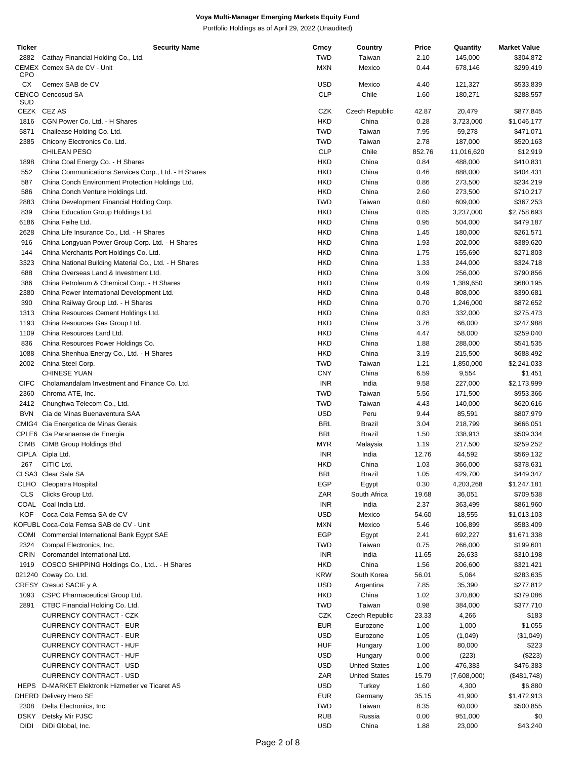**Voya Multi-Manager Emerging Markets Equity Fund**

Portfolio Holdings as of April 29, 2022 (Unaudited)

| Ticker | Security Name | Crncy | Country | Price | Quantity | Market Value |
|---|---|---|---|---|---|---|
| 2882 | Cathay Financial Holding Co., Ltd. | TWD | Taiwan | 2.10 | 145,000 | $304,872 |
| CEMEX CPO | Cemex SA de CV - Unit | MXN | Mexico | 0.44 | 678,146 | $299,419 |
| CX | Cemex SAB de CV | USD | Mexico | 4.40 | 121,327 | $533,839 |
| CENCO SUD | Cencosud SA | CLP | Chile | 1.60 | 180,271 | $288,557 |
| CEZK | CEZ AS | CZK | Czech Republic | 42.87 | 20,479 | $877,845 |
| 1816 | CGN Power Co. Ltd. - H Shares | HKD | China | 0.28 | 3,723,000 | $1,046,177 |
| 5871 | Chailease Holding Co. Ltd. | TWD | Taiwan | 7.95 | 59,278 | $471,071 |
| 2385 | Chicony Electronics Co. Ltd. | TWD | Taiwan | 2.78 | 187,000 | $520,163 |
| | CHILEAN PESO | CLP | Chile | 852.76 | 11,016,620 | $12,919 |
| 1898 | China Coal Energy Co. - H Shares | HKD | China | 0.84 | 488,000 | $410,831 |
| 552 | China Communications Services Corp., Ltd. - H Shares | HKD | China | 0.46 | 888,000 | $404,431 |
| 587 | China Conch Environment Protection Holdings Ltd. | HKD | China | 0.86 | 273,500 | $234,219 |
| 586 | China Conch Venture Holdings Ltd. | HKD | China | 2.60 | 273,500 | $710,217 |
| 2883 | China Development Financial Holding Corp. | TWD | Taiwan | 0.60 | 609,000 | $367,253 |
| 839 | China Education Group Holdings Ltd. | HKD | China | 0.85 | 3,237,000 | $2,758,693 |
| 6186 | China Feihe Ltd. | HKD | China | 0.95 | 504,000 | $479,187 |
| 2628 | China Life Insurance Co., Ltd. - H Shares | HKD | China | 1.45 | 180,000 | $261,571 |
| 916 | China Longyuan Power Group Corp. Ltd. - H Shares | HKD | China | 1.93 | 202,000 | $389,620 |
| 144 | China Merchants Port Holdings Co. Ltd. | HKD | China | 1.75 | 155,690 | $271,803 |
| 3323 | China National Building Material Co., Ltd. - H Shares | HKD | China | 1.33 | 244,000 | $324,718 |
| 688 | China Overseas Land & Investment Ltd. | HKD | China | 3.09 | 256,000 | $790,856 |
| 386 | China Petroleum & Chemical Corp. - H Shares | HKD | China | 0.49 | 1,389,650 | $680,195 |
| 2380 | China Power International Development Ltd. | HKD | China | 0.48 | 808,000 | $390,681 |
| 390 | China Railway Group Ltd. - H Shares | HKD | China | 0.70 | 1,246,000 | $872,652 |
| 1313 | China Resources Cement Holdings Ltd. | HKD | China | 0.83 | 332,000 | $275,473 |
| 1193 | China Resources Gas Group Ltd. | HKD | China | 3.76 | 66,000 | $247,988 |
| 1109 | China Resources Land Ltd. | HKD | China | 4.47 | 58,000 | $259,040 |
| 836 | China Resources Power Holdings Co. | HKD | China | 1.88 | 288,000 | $541,535 |
| 1088 | China Shenhua Energy Co., Ltd. - H Shares | HKD | China | 3.19 | 215,500 | $688,492 |
| 2002 | China Steel Corp. | TWD | Taiwan | 1.21 | 1,850,000 | $2,241,033 |
| | CHINESE YUAN | CNY | China | 6.59 | 9,554 | $1,451 |
| CIFC | Cholamandalam Investment and Finance Co. Ltd. | INR | India | 9.58 | 227,000 | $2,173,999 |
| 2360 | Chroma ATE, Inc. | TWD | Taiwan | 5.56 | 171,500 | $953,366 |
| 2412 | Chunghwa Telecom Co., Ltd. | TWD | Taiwan | 4.43 | 140,000 | $620,616 |
| BVN | Cia de Minas Buenaventura SAA | USD | Peru | 9.44 | 85,591 | $807,979 |
| CMIG4 | Cia Energetica de Minas Gerais | BRL | Brazil | 3.04 | 218,799 | $666,051 |
| CPLE6 | Cia Paranaense de Energia | BRL | Brazil | 1.50 | 338,913 | $509,334 |
| CIMB | CIMB Group Holdings Bhd | MYR | Malaysia | 1.19 | 217,500 | $259,252 |
| CIPLA | Cipla Ltd. | INR | India | 12.76 | 44,592 | $569,132 |
| 267 | CITIC Ltd. | HKD | China | 1.03 | 366,000 | $378,631 |
| CLSA3 | Clear Sale SA | BRL | Brazil | 1.05 | 429,700 | $449,347 |
| CLHO | Cleopatra Hospital | EGP | Egypt | 0.30 | 4,203,268 | $1,247,181 |
| CLS | Clicks Group Ltd. | ZAR | South Africa | 19.68 | 36,051 | $709,538 |
| COAL | Coal India Ltd. | INR | India | 2.37 | 363,499 | $861,960 |
| KOF | Coca-Cola Femsa SA de CV | USD | Mexico | 54.60 | 18,555 | $1,013,103 |
| KOFUBL | Coca-Cola Femsa SAB de CV - Unit | MXN | Mexico | 5.46 | 106,899 | $583,409 |
| COMI | Commercial International Bank Egypt SAE | EGP | Egypt | 2.41 | 692,227 | $1,671,338 |
| 2324 | Compal Electronics, Inc. | TWD | Taiwan | 0.75 | 266,000 | $199,601 |
| CRIN | Coromandel International Ltd. | INR | India | 11.65 | 26,633 | $310,198 |
| 1919 | COSCO SHIPPING Holdings Co., Ltd.. - H Shares | HKD | China | 1.56 | 206,600 | $321,421 |
| 021240 | Coway Co. Ltd. | KRW | South Korea | 56.01 | 5,064 | $283,635 |
| CRESY | Cresud SACIF y A | USD | Argentina | 7.85 | 35,390 | $277,812 |
| 1093 | CSPC Pharmaceutical Group Ltd. | HKD | China | 1.02 | 370,800 | $379,086 |
| 2891 | CTBC Financial Holding Co. Ltd. | TWD | Taiwan | 0.98 | 384,000 | $377,710 |
| | CURRENCY CONTRACT - CZK | CZK | Czech Republic | 23.33 | 4,266 | $183 |
| | CURRENCY CONTRACT - EUR | EUR | Eurozone | 1.00 | 1,000 | $1,055 |
| | CURRENCY CONTRACT - EUR | USD | Eurozone | 1.05 | (1,049) | ($1,049) |
| | CURRENCY CONTRACT - HUF | HUF | Hungary | 1.00 | 80,000 | $223 |
| | CURRENCY CONTRACT - HUF | USD | Hungary | 0.00 | (223) | ($223) |
| | CURRENCY CONTRACT - USD | USD | United States | 1.00 | 476,383 | $476,383 |
| | CURRENCY CONTRACT - USD | ZAR | United States | 15.79 | (7,608,000) | ($481,748) |
| HEPS | D-MARKET Elektronik Hizmetler ve Ticaret AS | USD | Turkey | 1.60 | 4,300 | $6,880 |
| DHERD | Delivery Hero SE | EUR | Germany | 35.15 | 41,900 | $1,472,913 |
| 2308 | Delta Electronics, Inc. | TWD | Taiwan | 8.35 | 60,000 | $500,855 |
| DSKY | Detsky Mir PJSC | RUB | Russia | 0.00 | 951,000 | $0 |
| DIDI | DiDi Global, Inc. | USD | China | 1.88 | 23,000 | $43,240 |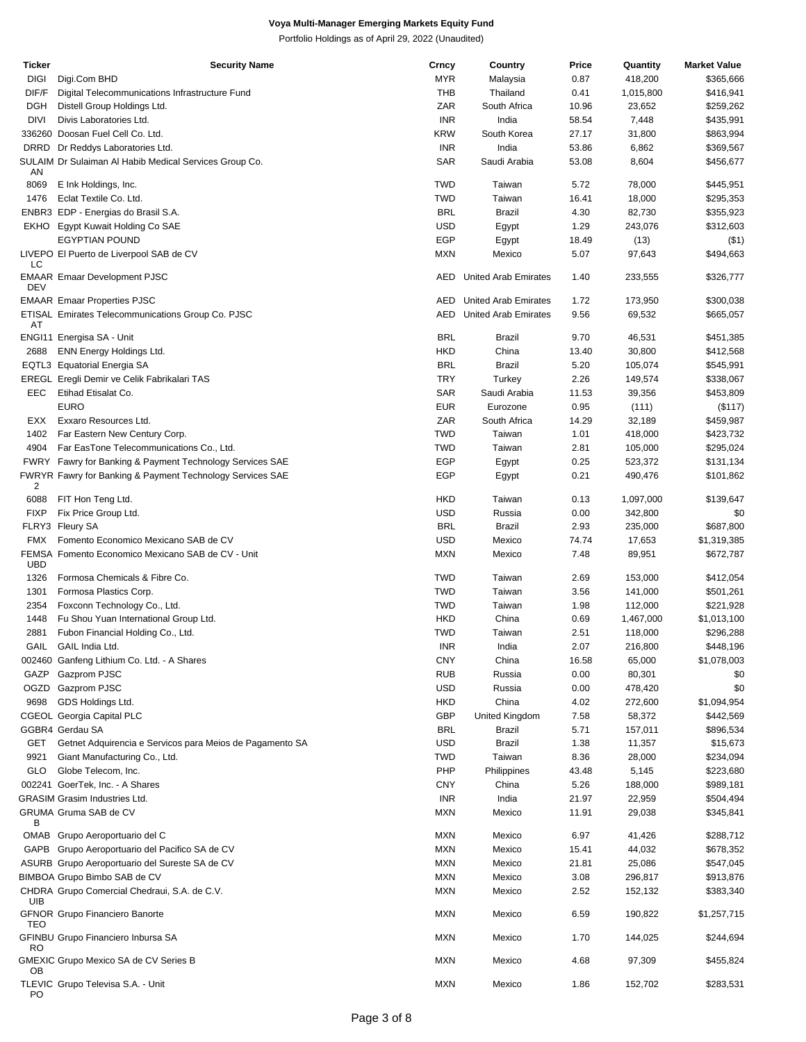**Voya Multi-Manager Emerging Markets Equity Fund**

Portfolio Holdings as of April 29, 2022 (Unaudited)

| Ticker | Security Name | Crncy | Country | Price | Quantity | Market Value |
|---|---|---|---|---|---|---|
| DIGI | Digi.Com BHD | MYR | Malaysia | 0.87 | 418,200 | $365,666 |
| DIF/F | Digital Telecommunications Infrastructure Fund | THB | Thailand | 0.41 | 1,015,800 | $416,941 |
| DGH | Distell Group Holdings Ltd. | ZAR | South Africa | 10.96 | 23,652 | $259,262 |
| DIVI | Divis Laboratories Ltd. | INR | India | 58.54 | 7,448 | $435,991 |
| 336260 | Doosan Fuel Cell Co. Ltd. | KRW | South Korea | 27.17 | 31,800 | $863,994 |
| DRRD | Dr Reddys Laboratories Ltd. | INR | India | 53.86 | 6,862 | $369,567 |
| SULAIMAN | Dr Sulaiman Al Habib Medical Services Group Co. | SAR | Saudi Arabia | 53.08 | 8,604 | $456,677 |
| 8069 | E Ink Holdings, Inc. | TWD | Taiwan | 5.72 | 78,000 | $445,951 |
| 1476 | Eclat Textile Co. Ltd. | TWD | Taiwan | 16.41 | 18,000 | $295,353 |
| ENBR3 | EDP - Energias do Brasil S.A. | BRL | Brazil | 4.30 | 82,730 | $355,923 |
| EKHO | Egypt Kuwait Holding Co SAE | USD | Egypt | 1.29 | 243,076 | $312,603 |
| | EGYPTIAN POUND | EGP | Egypt | 18.49 | (13) | ($1) |
| LIVEPOLC | El Puerto de Liverpool SAB de CV | MXN | Mexico | 5.07 | 97,643 | $494,663 |
| EMAARDEV | Emaar Development PJSC | AED | United Arab Emirates | 1.40 | 233,555 | $326,777 |
| EMAAR | Emaar Properties PJSC | AED | United Arab Emirates | 1.72 | 173,950 | $300,038 |
| ETISALAT | Emirates Telecommunications Group Co. PJSC | AED | United Arab Emirates | 9.56 | 69,532 | $665,057 |
| ENGI11 | Energisa SA - Unit | BRL | Brazil | 9.70 | 46,531 | $451,385 |
| 2688 | ENN Energy Holdings Ltd. | HKD | China | 13.40 | 30,800 | $412,568 |
| EQTL3 | Equatorial Energia SA | BRL | Brazil | 5.20 | 105,074 | $545,991 |
| EREGL | Eregli Demir ve Celik Fabrikalari TAS | TRY | Turkey | 2.26 | 149,574 | $338,067 |
| EEC | Etihad Etisalat Co. | SAR | Saudi Arabia | 11.53 | 39,356 | $453,809 |
| | EURO | EUR | Eurozone | 0.95 | (111) | ($117) |
| EXX | Exxaro Resources Ltd. | ZAR | South Africa | 14.29 | 32,189 | $459,987 |
| 1402 | Far Eastern New Century Corp. | TWD | Taiwan | 1.01 | 418,000 | $423,732 |
| 4904 | Far EasTone Telecommunications Co., Ltd. | TWD | Taiwan | 2.81 | 105,000 | $295,024 |
| FWRY | Fawry for Banking & Payment Technology Services SAE | EGP | Egypt | 0.25 | 523,372 | $131,134 |
| FWRYR2 | Fawry for Banking & Payment Technology Services SAE | EGP | Egypt | 0.21 | 490,476 | $101,862 |
| 6088 | FIT Hon Teng Ltd. | HKD | Taiwan | 0.13 | 1,097,000 | $139,647 |
| FIXP | Fix Price Group Ltd. | USD | Russia | 0.00 | 342,800 | $0 |
| FLRY3 | Fleury SA | BRL | Brazil | 2.93 | 235,000 | $687,800 |
| FMX | Fomento Economico Mexicano SAB de CV | USD | Mexico | 74.74 | 17,653 | $1,319,385 |
| FEMSAUBD | Fomento Economico Mexicano SAB de CV - Unit | MXN | Mexico | 7.48 | 89,951 | $672,787 |
| 1326 | Formosa Chemicals & Fibre Co. | TWD | Taiwan | 2.69 | 153,000 | $412,054 |
| 1301 | Formosa Plastics Corp. | TWD | Taiwan | 3.56 | 141,000 | $501,261 |
| 2354 | Foxconn Technology Co., Ltd. | TWD | Taiwan | 1.98 | 112,000 | $221,928 |
| 1448 | Fu Shou Yuan International Group Ltd. | HKD | China | 0.69 | 1,467,000 | $1,013,100 |
| 2881 | Fubon Financial Holding Co., Ltd. | TWD | Taiwan | 2.51 | 118,000 | $296,288 |
| GAIL | GAIL India Ltd. | INR | India | 2.07 | 216,800 | $448,196 |
| 002460 | Ganfeng Lithium Co. Ltd. - A Shares | CNY | China | 16.58 | 65,000 | $1,078,003 |
| GAZP | Gazprom PJSC | RUB | Russia | 0.00 | 80,301 | $0 |
| OGZD | Gazprom PJSC | USD | Russia | 0.00 | 478,420 | $0 |
| 9698 | GDS Holdings Ltd. | HKD | China | 4.02 | 272,600 | $1,094,954 |
| CGEOL | Georgia Capital PLC | GBP | United Kingdom | 7.58 | 58,372 | $442,569 |
| GGBR4 | Gerdau SA | BRL | Brazil | 5.71 | 157,011 | $896,534 |
| GET | Getnet Adquirencia e Servicos para Meios de Pagamento SA | USD | Brazil | 1.38 | 11,357 | $15,673 |
| 9921 | Giant Manufacturing Co., Ltd. | TWD | Taiwan | 8.36 | 28,000 | $234,094 |
| GLO | Globe Telecom, Inc. | PHP | Philippines | 43.48 | 5,145 | $223,680 |
| 002241 | GoerTek, Inc. - A Shares | CNY | China | 5.26 | 188,000 | $989,181 |
| GRASIM | Grasim Industries Ltd. | INR | India | 21.97 | 22,959 | $504,494 |
| GRUMAB | Gruma SAB de CV | MXN | Mexico | 11.91 | 29,038 | $345,841 |
| OMAB | Grupo Aeroportuario del C | MXN | Mexico | 6.97 | 41,426 | $288,712 |
| GAPB | Grupo Aeroportuario del Pacifico SA de CV | MXN | Mexico | 15.41 | 44,032 | $678,352 |
| ASURB | Grupo Aeroportuario del Sureste SA de CV | MXN | Mexico | 21.81 | 25,086 | $547,045 |
| BIMBOA | Grupo Bimbo SAB de CV | MXN | Mexico | 3.08 | 296,817 | $913,876 |
| CHDRAUIB | Grupo Comercial Chedraui, S.A. de C.V. | MXN | Mexico | 2.52 | 152,132 | $383,340 |
| GFNORTEO | Grupo Financiero Banorte | MXN | Mexico | 6.59 | 190,822 | $1,257,715 |
| GFINBURO | Grupo Financiero Inbursa SA | MXN | Mexico | 1.70 | 144,025 | $244,694 |
| GMEXICOB | Grupo Mexico SA de CV Series B | MXN | Mexico | 4.68 | 97,309 | $455,824 |
| TLEVICPO | Grupo Televisa S.A. - Unit | MXN | Mexico | 1.86 | 152,702 | $283,531 |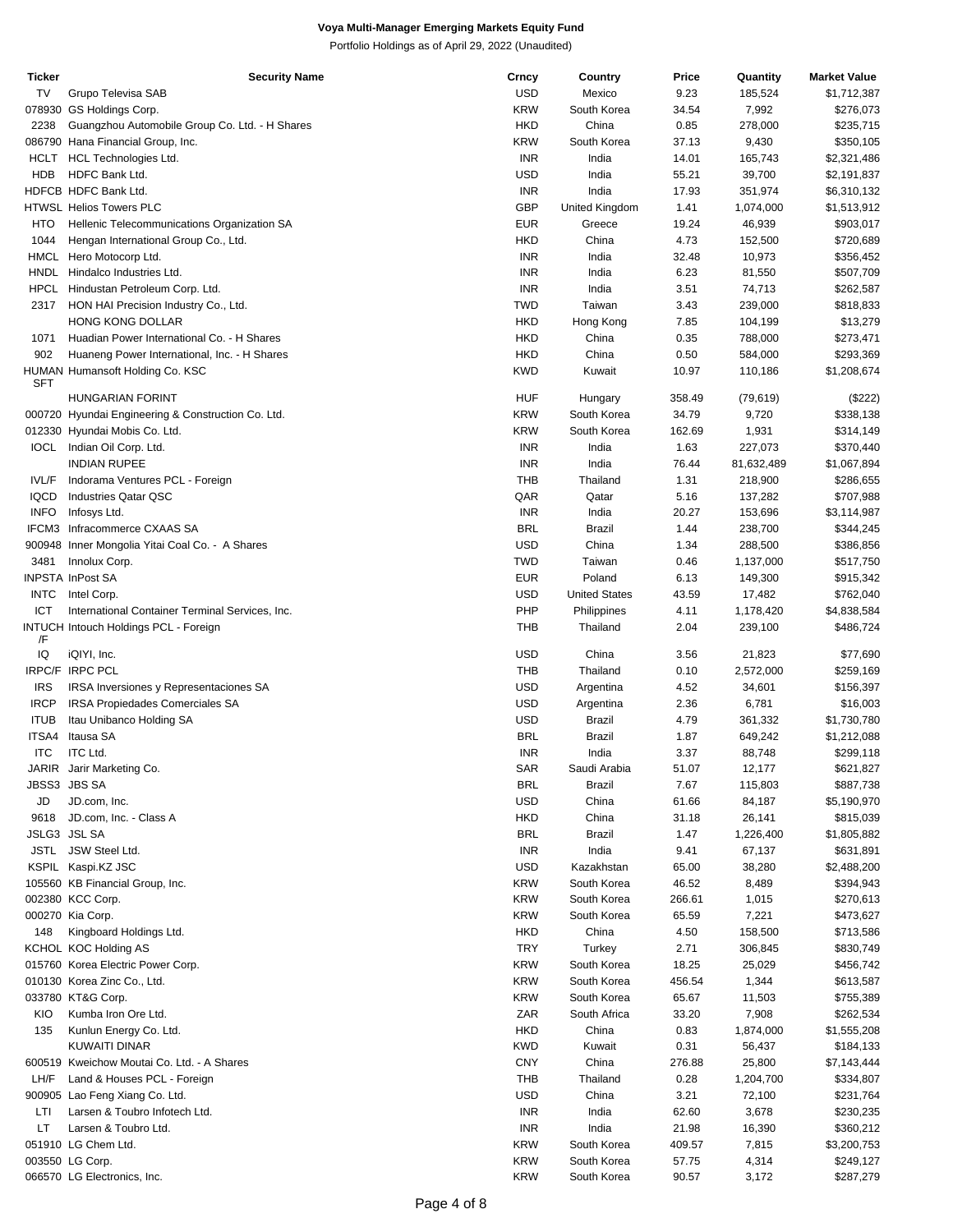**Voya Multi-Manager Emerging Markets Equity Fund**

Portfolio Holdings as of April 29, 2022 (Unaudited)

| Ticker | Security Name | Crncy | Country | Price | Quantity | Market Value |
|---|---|---|---|---|---|---|
| TV | Grupo Televisa SAB | USD | Mexico | 9.23 | 185,524 | $1,712,387 |
| 078930 | GS Holdings Corp. | KRW | South Korea | 34.54 | 7,992 | $276,073 |
| 2238 | Guangzhou Automobile Group Co. Ltd. - H Shares | HKD | China | 0.85 | 278,000 | $235,715 |
| 086790 | Hana Financial Group, Inc. | KRW | South Korea | 37.13 | 9,430 | $350,105 |
| HCLT | HCL Technologies Ltd. | INR | India | 14.01 | 165,743 | $2,321,486 |
| HDB | HDFC Bank Ltd. | USD | India | 55.21 | 39,700 | $2,191,837 |
| HDFCB | HDFC Bank Ltd. | INR | India | 17.93 | 351,974 | $6,310,132 |
| HTWSL | Helios Towers PLC | GBP | United Kingdom | 1.41 | 1,074,000 | $1,513,912 |
| HTO | Hellenic Telecommunications Organization SA | EUR | Greece | 19.24 | 46,939 | $903,017 |
| 1044 | Hengan International Group Co., Ltd. | HKD | China | 4.73 | 152,500 | $720,689 |
| HMCL | Hero Motocorp Ltd. | INR | India | 32.48 | 10,973 | $356,452 |
| HNDL | Hindalco Industries Ltd. | INR | India | 6.23 | 81,550 | $507,709 |
| HPCL | Hindustan Petroleum Corp. Ltd. | INR | India | 3.51 | 74,713 | $262,587 |
| 2317 | HON HAI Precision Industry Co., Ltd. | TWD | Taiwan | 3.43 | 239,000 | $818,833 |
| | HONG KONG DOLLAR | HKD | Hong Kong | 7.85 | 104,199 | $13,279 |
| 1071 | Huadian Power International Co. - H Shares | HKD | China | 0.35 | 788,000 | $273,471 |
| 902 | Huaneng Power International, Inc. - H Shares | HKD | China | 0.50 | 584,000 | $293,369 |
| HUMANSFT | Humansoft Holding Co. KSC | KWD | Kuwait | 10.97 | 110,186 | $1,208,674 |
| | HUNGARIAN FORINT | HUF | Hungary | 358.49 | (79,619) | ($222) |
| 000720 | Hyundai Engineering & Construction Co. Ltd. | KRW | South Korea | 34.79 | 9,720 | $338,138 |
| 012330 | Hyundai Mobis Co. Ltd. | KRW | South Korea | 162.69 | 1,931 | $314,149 |
| IOCL | Indian Oil Corp. Ltd. | INR | India | 1.63 | 227,073 | $370,440 |
| | INDIAN RUPEE | INR | India | 76.44 | 81,632,489 | $1,067,894 |
| IVL/F | Indorama Ventures PCL - Foreign | THB | Thailand | 1.31 | 218,900 | $286,655 |
| IQCD | Industries Qatar QSC | QAR | Qatar | 5.16 | 137,282 | $707,988 |
| INFO | Infosys Ltd. | INR | India | 20.27 | 153,696 | $3,114,987 |
| IFCM3 | Infracommerce CXAAS SA | BRL | Brazil | 1.44 | 238,700 | $344,245 |
| 900948 | Inner Mongolia Yitai Coal Co. - A Shares | USD | China | 1.34 | 288,500 | $386,856 |
| 3481 | Innolux Corp. | TWD | Taiwan | 0.46 | 1,137,000 | $517,750 |
| INPSTA | InPost SA | EUR | Poland | 6.13 | 149,300 | $915,342 |
| INTC | Intel Corp. | USD | United States | 43.59 | 17,482 | $762,040 |
| ICT | International Container Terminal Services, Inc. | PHP | Philippines | 4.11 | 1,178,420 | $4,838,584 |
| INTUCH/F | Intouch Holdings PCL - Foreign | THB | Thailand | 2.04 | 239,100 | $486,724 |
| IQ | iQIYI, Inc. | USD | China | 3.56 | 21,823 | $77,690 |
| IRPC/F | IRPC PCL | THB | Thailand | 0.10 | 2,572,000 | $259,169 |
| IRS | IRSA Inversiones y Representaciones SA | USD | Argentina | 4.52 | 34,601 | $156,397 |
| IRCP | IRSA Propiedades Comerciales SA | USD | Argentina | 2.36 | 6,781 | $16,003 |
| ITUB | Itau Unibanco Holding SA | USD | Brazil | 4.79 | 361,332 | $1,730,780 |
| ITSA4 | Itausa SA | BRL | Brazil | 1.87 | 649,242 | $1,212,088 |
| ITC | ITC Ltd. | INR | India | 3.37 | 88,748 | $299,118 |
| JARIR | Jarir Marketing Co. | SAR | Saudi Arabia | 51.07 | 12,177 | $621,827 |
| JBSS3 | JBS SA | BRL | Brazil | 7.67 | 115,803 | $887,738 |
| JD | JD.com, Inc. | USD | China | 61.66 | 84,187 | $5,190,970 |
| 9618 | JD.com, Inc. - Class A | HKD | China | 31.18 | 26,141 | $815,039 |
| JSLG3 | JSL SA | BRL | Brazil | 1.47 | 1,226,400 | $1,805,882 |
| JSTL | JSW Steel Ltd. | INR | India | 9.41 | 67,137 | $631,891 |
| KSPIL | Kaspi.KZ JSC | USD | Kazakhstan | 65.00 | 38,280 | $2,488,200 |
| 105560 | KB Financial Group, Inc. | KRW | South Korea | 46.52 | 8,489 | $394,943 |
| 002380 | KCC Corp. | KRW | South Korea | 266.61 | 1,015 | $270,613 |
| 000270 | Kia Corp. | KRW | South Korea | 65.59 | 7,221 | $473,627 |
| 148 | Kingboard Holdings Ltd. | HKD | China | 4.50 | 158,500 | $713,586 |
| KCHOL | KOC Holding AS | TRY | Turkey | 2.71 | 306,845 | $830,749 |
| 015760 | Korea Electric Power Corp. | KRW | South Korea | 18.25 | 25,029 | $456,742 |
| 010130 | Korea Zinc Co., Ltd. | KRW | South Korea | 456.54 | 1,344 | $613,587 |
| 033780 | KT&G Corp. | KRW | South Korea | 65.67 | 11,503 | $755,389 |
| KIO | Kumba Iron Ore Ltd. | ZAR | South Africa | 33.20 | 7,908 | $262,534 |
| 135 | Kunlun Energy Co. Ltd. | HKD | China | 0.83 | 1,874,000 | $1,555,208 |
| | KUWAITI DINAR | KWD | Kuwait | 0.31 | 56,437 | $184,133 |
| 600519 | Kweichow Moutai Co. Ltd. - A Shares | CNY | China | 276.88 | 25,800 | $7,143,444 |
| LH/F | Land & Houses PCL - Foreign | THB | Thailand | 0.28 | 1,204,700 | $334,807 |
| 900905 | Lao Feng Xiang Co. Ltd. | USD | China | 3.21 | 72,100 | $231,764 |
| LTI | Larsen & Toubro Infotech Ltd. | INR | India | 62.60 | 3,678 | $230,235 |
| LT | Larsen & Toubro Ltd. | INR | India | 21.98 | 16,390 | $360,212 |
| 051910 | LG Chem Ltd. | KRW | South Korea | 409.57 | 7,815 | $3,200,753 |
| 003550 | LG Corp. | KRW | South Korea | 57.75 | 4,314 | $249,127 |
| 066570 | LG Electronics, Inc. | KRW | South Korea | 90.57 | 3,172 | $287,279 |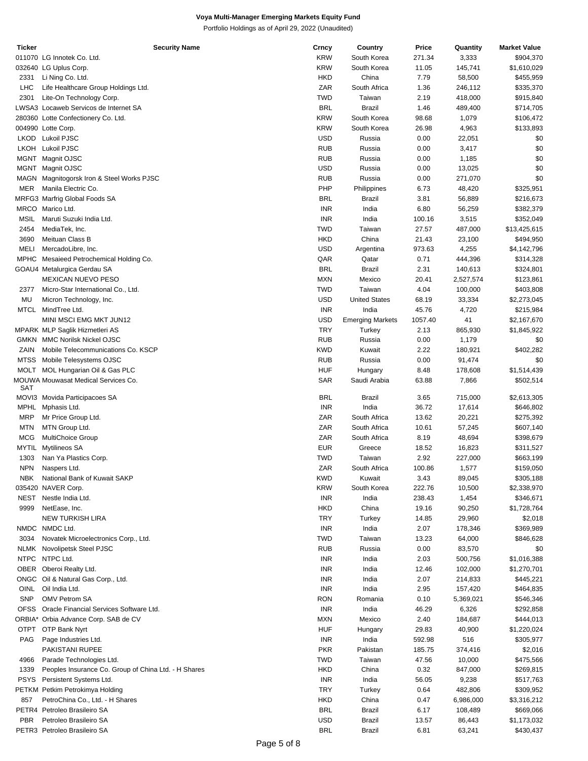**Voya Multi-Manager Emerging Markets Equity Fund**

Portfolio Holdings as of April 29, 2022 (Unaudited)

| Ticker | Security Name | Crncy | Country | Price | Quantity | Market Value |
|---|---|---|---|---|---|---|
| 011070 | LG Innotek Co. Ltd. | KRW | South Korea | 271.34 | 3,333 | $904,370 |
| 032640 | LG Uplus Corp. | KRW | South Korea | 11.05 | 145,741 | $1,610,029 |
| 2331 | Li Ning Co. Ltd. | HKD | China | 7.79 | 58,500 | $455,959 |
| LHC | Life Healthcare Group Holdings Ltd. | ZAR | South Africa | 1.36 | 246,112 | $335,370 |
| 2301 | Lite-On Technology Corp. | TWD | Taiwan | 2.19 | 418,000 | $915,840 |
| LWSA3 | Locaweb Servicos de Internet SA | BRL | Brazil | 1.46 | 489,400 | $714,705 |
| 280360 | Lotte Confectionery Co. Ltd. | KRW | South Korea | 98.68 | 1,079 | $106,472 |
| 004990 | Lotte Corp. | KRW | South Korea | 26.98 | 4,963 | $133,893 |
| LKOD | Lukoil PJSC | USD | Russia | 0.00 | 22,051 | $0 |
| LKOH | Lukoil PJSC | RUB | Russia | 0.00 | 3,417 | $0 |
| MGNT | Magnit OJSC | RUB | Russia | 0.00 | 1,185 | $0 |
| MGNT | Magnit OJSC | USD | Russia | 0.00 | 13,025 | $0 |
| MAGN | Magnitogorsk Iron & Steel Works PJSC | RUB | Russia | 0.00 | 271,070 | $0 |
| MER | Manila Electric Co. | PHP | Philippines | 6.73 | 48,420 | $325,951 |
| MRFG3 | Marfrig Global Foods SA | BRL | Brazil | 3.81 | 56,889 | $216,673 |
| MRCO | Marico Ltd. | INR | India | 6.80 | 56,259 | $382,379 |
| MSIL | Maruti Suzuki India Ltd. | INR | India | 100.16 | 3,515 | $352,049 |
| 2454 | MediaTek, Inc. | TWD | Taiwan | 27.57 | 487,000 | $13,425,615 |
| 3690 | Meituan Class B | HKD | China | 21.43 | 23,100 | $494,950 |
| MELI | MercadoLibre, Inc. | USD | Argentina | 973.63 | 4,255 | $4,142,796 |
| MPHC | Mesaieed Petrochemical Holding Co. | QAR | Qatar | 0.71 | 444,396 | $314,328 |
| GOAU4 | Metalurgica Gerdau SA | BRL | Brazil | 2.31 | 140,613 | $324,801 |
| | MEXICAN NUEVO PESO | MXN | Mexico | 20.41 | 2,527,574 | $123,861 |
| 2377 | Micro-Star International Co., Ltd. | TWD | Taiwan | 4.04 | 100,000 | $403,808 |
| MU | Micron Technology, Inc. | USD | United States | 68.19 | 33,334 | $2,273,045 |
| MTCL | MindTree Ltd. | INR | India | 45.76 | 4,720 | $215,984 |
| | MINI MSCI EMG MKT JUN12 | USD | Emerging Markets | 1057.40 | 41 | $2,167,670 |
| MPARK | MLP Saglik Hizmetleri AS | TRY | Turkey | 2.13 | 865,930 | $1,845,922 |
| GMKN | MMC Norilsk Nickel OJSC | RUB | Russia | 0.00 | 1,179 | $0 |
| ZAIN | Mobile Telecommunications Co. KSCP | KWD | Kuwait | 2.22 | 180,921 | $402,282 |
| MTSS | Mobile Telesystems OJSC | RUB | Russia | 0.00 | 91,474 | $0 |
| MOLT | MOL Hungarian Oil & Gas PLC | HUF | Hungary | 8.48 | 178,608 | $1,514,439 |
| MOUWASAT | Mouwasat Medical Services Co. | SAR | Saudi Arabia | 63.88 | 7,866 | $502,514 |
| MOVI3 | Movida Participacoes SA | BRL | Brazil | 3.65 | 715,000 | $2,613,305 |
| MPHL | Mphasis Ltd. | INR | India | 36.72 | 17,614 | $646,802 |
| MRP | Mr Price Group Ltd. | ZAR | South Africa | 13.62 | 20,221 | $275,392 |
| MTN | MTN Group Ltd. | ZAR | South Africa | 10.61 | 57,245 | $607,140 |
| MCG | MultiChoice Group | ZAR | South Africa | 8.19 | 48,694 | $398,679 |
| MYTIL | Mytilineos SA | EUR | Greece | 18.52 | 16,823 | $311,527 |
| 1303 | Nan Ya Plastics Corp. | TWD | Taiwan | 2.92 | 227,000 | $663,199 |
| NPN | Naspers Ltd. | ZAR | South Africa | 100.86 | 1,577 | $159,050 |
| NBK | National Bank of Kuwait SAKP | KWD | Kuwait | 3.43 | 89,045 | $305,188 |
| 035420 | NAVER Corp. | KRW | South Korea | 222.76 | 10,500 | $2,338,970 |
| NEST | Nestle India Ltd. | INR | India | 238.43 | 1,454 | $346,671 |
| 9999 | NetEase, Inc. | HKD | China | 19.16 | 90,250 | $1,728,764 |
| | NEW TURKISH LIRA | TRY | Turkey | 14.85 | 29,960 | $2,018 |
| NMDC | NMDC Ltd. | INR | India | 2.07 | 178,346 | $369,989 |
| 3034 | Novatek Microelectronics Corp., Ltd. | TWD | Taiwan | 13.23 | 64,000 | $846,628 |
| NLMK | Novolipetsk Steel PJSC | RUB | Russia | 0.00 | 83,570 | $0 |
| NTPC | NTPC Ltd. | INR | India | 2.03 | 500,756 | $1,016,388 |
| OBER | Oberoi Realty Ltd. | INR | India | 12.46 | 102,000 | $1,270,701 |
| ONGC | Oil & Natural Gas Corp., Ltd. | INR | India | 2.07 | 214,833 | $445,221 |
| OINL | Oil India Ltd. | INR | India | 2.95 | 157,420 | $464,835 |
| SNP | OMV Petrom SA | RON | Romania | 0.10 | 5,369,021 | $546,346 |
| OFSS | Oracle Financial Services Software Ltd. | INR | India | 46.29 | 6,326 | $292,858 |
| ORBIA* | Orbia Advance Corp. SAB de CV | MXN | Mexico | 2.40 | 184,687 | $444,013 |
| OTPT | OTP Bank Nyrt | HUF | Hungary | 29.83 | 40,900 | $1,220,024 |
| PAG | Page Industries Ltd. | INR | India | 592.98 | 516 | $305,977 |
| | PAKISTANI RUPEE | PKR | Pakistan | 185.75 | 374,416 | $2,016 |
| 4966 | Parade Technologies Ltd. | TWD | Taiwan | 47.56 | 10,000 | $475,566 |
| 1339 | Peoples Insurance Co. Group of China Ltd. - H Shares | HKD | China | 0.32 | 847,000 | $269,815 |
| PSYS | Persistent Systems Ltd. | INR | India | 56.05 | 9,238 | $517,763 |
| PETKM | Petkim Petrokimya Holding | TRY | Turkey | 0.64 | 482,806 | $309,952 |
| 857 | PetroChina Co., Ltd. - H Shares | HKD | China | 0.47 | 6,986,000 | $3,316,212 |
| PETR4 | Petroleo Brasileiro SA | BRL | Brazil | 6.17 | 108,489 | $669,066 |
| PBR | Petroleo Brasileiro SA | USD | Brazil | 13.57 | 86,443 | $1,173,032 |
| PETR3 | Petroleo Brasileiro SA | BRL | Brazil | 6.81 | 63,241 | $430,437 |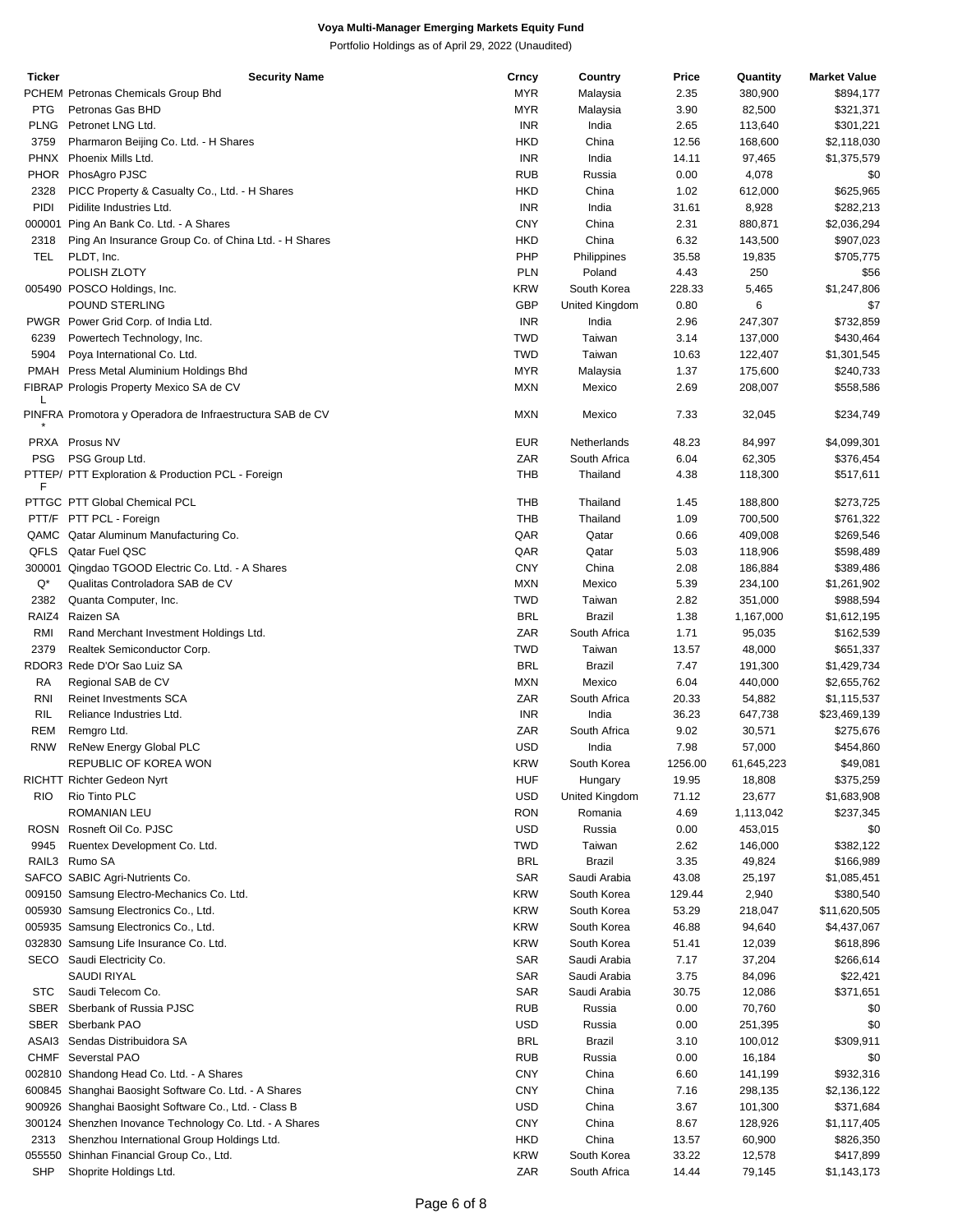# Voya Multi-Manager Emerging Markets Equity Fund

Portfolio Holdings as of April 29, 2022 (Unaudited)

| Ticker | Security Name | Crncy | Country | Price | Quantity | Market Value |
|---|---|---|---|---|---|---|
| PCHEM | Petronas Chemicals Group Bhd | MYR | Malaysia | 2.35 | 380,900 | $894,177 |
| PTG | Petronas Gas BHD | MYR | Malaysia | 3.90 | 82,500 | $321,371 |
| PLNG | Petronet LNG Ltd. | INR | India | 2.65 | 113,640 | $301,221 |
| 3759 | Pharmaron Beijing Co. Ltd. - H Shares | HKD | China | 12.56 | 168,600 | $2,118,030 |
| PHNX | Phoenix Mills Ltd. | INR | India | 14.11 | 97,465 | $1,375,579 |
| PHOR | PhosAgro PJSC | RUB | Russia | 0.00 | 4,078 | $0 |
| 2328 | PICC Property & Casualty Co., Ltd. - H Shares | HKD | China | 1.02 | 612,000 | $625,965 |
| PIDI | Pidilite Industries Ltd. | INR | India | 31.61 | 8,928 | $282,213 |
| 000001 | Ping An Bank Co. Ltd. - A Shares | CNY | China | 2.31 | 880,871 | $2,036,294 |
| 2318 | Ping An Insurance Group Co. of China Ltd. - H Shares | HKD | China | 6.32 | 143,500 | $907,023 |
| TEL | PLDT, Inc. | PHP | Philippines | 35.58 | 19,835 | $705,775 |
|  | POLISH ZLOTY | PLN | Poland | 4.43 | 250 | $56 |
| 005490 | POSCO Holdings, Inc. | KRW | South Korea | 228.33 | 5,465 | $1,247,806 |
|  | POUND STERLING | GBP | United Kingdom | 0.80 | 6 | $7 |
| PWGR | Power Grid Corp. of India Ltd. | INR | India | 2.96 | 247,307 | $732,859 |
| 6239 | Powertech Technology, Inc. | TWD | Taiwan | 3.14 | 137,000 | $430,464 |
| 5904 | Poya International Co. Ltd. | TWD | Taiwan | 10.63 | 122,407 | $1,301,545 |
| PMAH | Press Metal Aluminium Holdings Bhd | MYR | Malaysia | 1.37 | 175,600 | $240,733 |
| FIBRAPL | Prologis Property Mexico SA de CV | MXN | Mexico | 2.69 | 208,007 | $558,586 |
| PINFRA* | Promotora y Operadora de Infraestructura SAB de CV | MXN | Mexico | 7.33 | 32,045 | $234,749 |
| PRXA | Prosus NV | EUR | Netherlands | 48.23 | 84,997 | $4,099,301 |
| PSG | PSG Group Ltd. | ZAR | South Africa | 6.04 | 62,305 | $376,454 |
| PTTEP/F | PTT Exploration & Production PCL - Foreign | THB | Thailand | 4.38 | 118,300 | $517,611 |
| PTTGC | PTT Global Chemical PCL | THB | Thailand | 1.45 | 188,800 | $273,725 |
| PTT/F | PTT PCL - Foreign | THB | Thailand | 1.09 | 700,500 | $761,322 |
| QAMC | Qatar Aluminum Manufacturing Co. | QAR | Qatar | 0.66 | 409,008 | $269,546 |
| QFLS | Qatar Fuel QSC | QAR | Qatar | 5.03 | 118,906 | $598,489 |
| 300001 | Qingdao TGOOD Electric Co. Ltd. - A Shares | CNY | China | 2.08 | 186,884 | $389,486 |
| Q* | Qualitas Controladora SAB de CV | MXN | Mexico | 5.39 | 234,100 | $1,261,902 |
| 2382 | Quanta Computer, Inc. | TWD | Taiwan | 2.82 | 351,000 | $988,594 |
| RAIZ4 | Raizen SA | BRL | Brazil | 1.38 | 1,167,000 | $1,612,195 |
| RMI | Rand Merchant Investment Holdings Ltd. | ZAR | South Africa | 1.71 | 95,035 | $162,539 |
| 2379 | Realtek Semiconductor Corp. | TWD | Taiwan | 13.57 | 48,000 | $651,337 |
| RDOR3 | Rede D'Or Sao Luiz SA | BRL | Brazil | 7.47 | 191,300 | $1,429,734 |
| RA | Regional SAB de CV | MXN | Mexico | 6.04 | 440,000 | $2,655,762 |
| RNI | Reinet Investments SCA | ZAR | South Africa | 20.33 | 54,882 | $1,115,537 |
| RIL | Reliance Industries Ltd. | INR | India | 36.23 | 647,738 | $23,469,139 |
| REM | Remgro Ltd. | ZAR | South Africa | 9.02 | 30,571 | $275,676 |
| RNW | ReNew Energy Global PLC | USD | India | 7.98 | 57,000 | $454,860 |
|  | REPUBLIC OF KOREA WON | KRW | South Korea | 1256.00 | 61,645,223 | $49,081 |
| RICHTT | Richter Gedeon Nyrt | HUF | Hungary | 19.95 | 18,808 | $375,259 |
| RIO | Rio Tinto PLC | USD | United Kingdom | 71.12 | 23,677 | $1,683,908 |
|  | ROMANIAN LEU | RON | Romania | 4.69 | 1,113,042 | $237,345 |
| ROSN | Rosneft Oil Co. PJSC | USD | Russia | 0.00 | 453,015 | $0 |
| 9945 | Ruentex Development Co. Ltd. | TWD | Taiwan | 2.62 | 146,000 | $382,122 |
| RAIL3 | Rumo SA | BRL | Brazil | 3.35 | 49,824 | $166,989 |
| SAFCO | SABIC Agri-Nutrients Co. | SAR | Saudi Arabia | 43.08 | 25,197 | $1,085,451 |
| 009150 | Samsung Electro-Mechanics Co. Ltd. | KRW | South Korea | 129.44 | 2,940 | $380,540 |
| 005930 | Samsung Electronics Co., Ltd. | KRW | South Korea | 53.29 | 218,047 | $11,620,505 |
| 005935 | Samsung Electronics Co., Ltd. | KRW | South Korea | 46.88 | 94,640 | $4,437,067 |
| 032830 | Samsung Life Insurance Co. Ltd. | KRW | South Korea | 51.41 | 12,039 | $618,896 |
| SECO | Saudi Electricity Co. | SAR | Saudi Arabia | 7.17 | 37,204 | $266,614 |
|  | SAUDI RIYAL | SAR | Saudi Arabia | 3.75 | 84,096 | $22,421 |
| STC | Saudi Telecom Co. | SAR | Saudi Arabia | 30.75 | 12,086 | $371,651 |
| SBER | Sberbank of Russia PJSC | RUB | Russia | 0.00 | 70,760 | $0 |
| SBER | Sberbank PAO | USD | Russia | 0.00 | 251,395 | $0 |
| ASAI3 | Sendas Distribuidora SA | BRL | Brazil | 3.10 | 100,012 | $309,911 |
| CHMF | Severstal PAO | RUB | Russia | 0.00 | 16,184 | $0 |
| 002810 | Shandong Head Co. Ltd. - A Shares | CNY | China | 6.60 | 141,199 | $932,316 |
| 600845 | Shanghai Baosight Software Co. Ltd. - A Shares | CNY | China | 7.16 | 298,135 | $2,136,122 |
| 900926 | Shanghai Baosight Software Co., Ltd. - Class B | USD | China | 3.67 | 101,300 | $371,684 |
| 300124 | Shenzhen Inovance Technology Co. Ltd. - A Shares | CNY | China | 8.67 | 128,926 | $1,117,405 |
| 2313 | Shenzhou International Group Holdings Ltd. | HKD | China | 13.57 | 60,900 | $826,350 |
| 055550 | Shinhan Financial Group Co., Ltd. | KRW | South Korea | 33.22 | 12,578 | $417,899 |
| SHP | Shoprite Holdings Ltd. | ZAR | South Africa | 14.44 | 79,145 | $1,143,173 |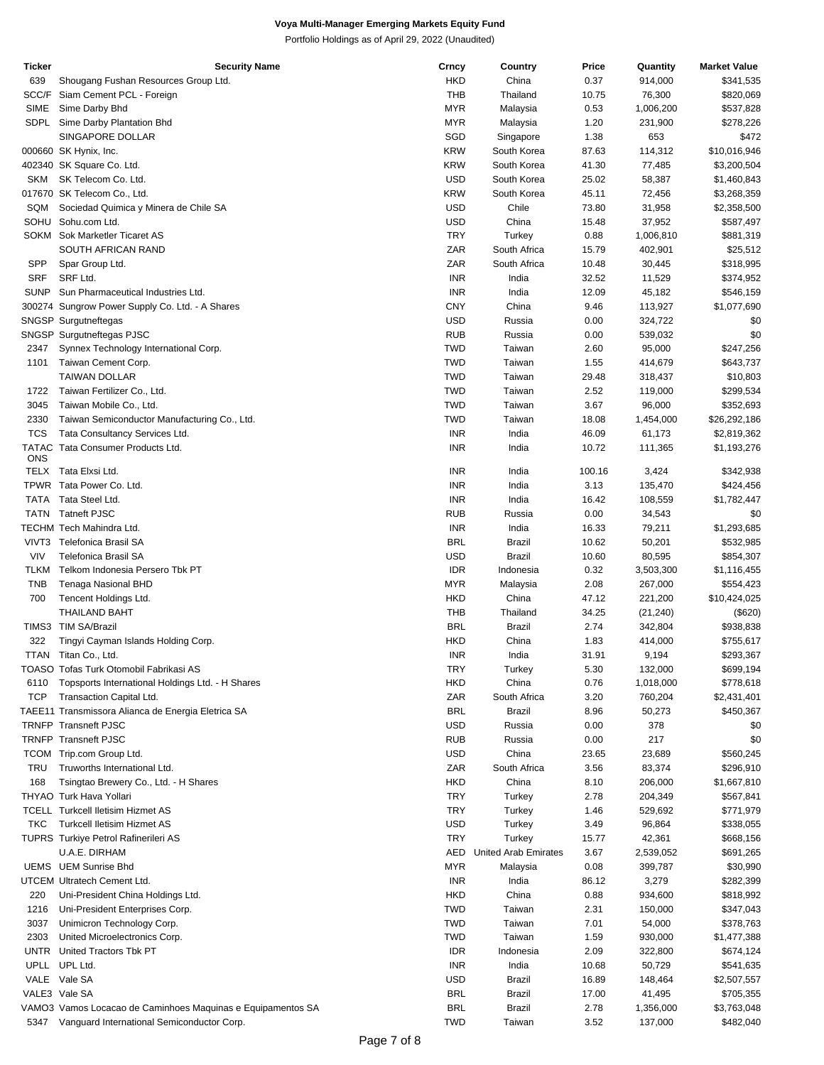**Voya Multi-Manager Emerging Markets Equity Fund**

Portfolio Holdings as of April 29, 2022 (Unaudited)

| Ticker | Security Name | Crncy | Country | Price | Quantity | Market Value |
|---|---|---|---|---|---|---|
| 639 | Shougang Fushan Resources Group Ltd. | HKD | China | 0.37 | 914,000 | $341,535 |
| SCC/F | Siam Cement PCL - Foreign | THB | Thailand | 10.75 | 76,300 | $820,069 |
| SIME | Sime Darby Bhd | MYR | Malaysia | 0.53 | 1,006,200 | $537,828 |
| SDPL | Sime Darby Plantation Bhd | MYR | Malaysia | 1.20 | 231,900 | $278,226 |
| | SINGAPORE DOLLAR | SGD | Singapore | 1.38 | 653 | $472 |
| 000660 | SK Hynix, Inc. | KRW | South Korea | 87.63 | 114,312 | $10,016,946 |
| 402340 | SK Square Co. Ltd. | KRW | South Korea | 41.30 | 77,485 | $3,200,504 |
| SKM | SK Telecom Co. Ltd. | USD | South Korea | 25.02 | 58,387 | $1,460,843 |
| 017670 | SK Telecom Co., Ltd. | KRW | South Korea | 45.11 | 72,456 | $3,268,359 |
| SQM | Sociedad Quimica y Minera de Chile SA | USD | Chile | 73.80 | 31,958 | $2,358,500 |
| SOHU | Sohu.com Ltd. | USD | China | 15.48 | 37,952 | $587,497 |
| SOKM | Sok Marketler Ticaret AS | TRY | Turkey | 0.88 | 1,006,810 | $881,319 |
| | SOUTH AFRICAN RAND | ZAR | South Africa | 15.79 | 402,901 | $25,512 |
| SPP | Spar Group Ltd. | ZAR | South Africa | 10.48 | 30,445 | $318,995 |
| SRF | SRF Ltd. | INR | India | 32.52 | 11,529 | $374,952 |
| SUNP | Sun Pharmaceutical Industries Ltd. | INR | India | 12.09 | 45,182 | $546,159 |
| 300274 | Sungrow Power Supply Co. Ltd. - A Shares | CNY | China | 9.46 | 113,927 | $1,077,690 |
| SNGSP | Surgutneftegas | USD | Russia | 0.00 | 324,722 | $0 |
| SNGSP | Surgutneftegas PJSC | RUB | Russia | 0.00 | 539,032 | $0 |
| 2347 | Synnex Technology International Corp. | TWD | Taiwan | 2.60 | 95,000 | $247,256 |
| 1101 | Taiwan Cement Corp. | TWD | Taiwan | 1.55 | 414,679 | $643,737 |
| | TAIWAN DOLLAR | TWD | Taiwan | 29.48 | 318,437 | $10,803 |
| 1722 | Taiwan Fertilizer Co., Ltd. | TWD | Taiwan | 2.52 | 119,000 | $299,534 |
| 3045 | Taiwan Mobile Co., Ltd. | TWD | Taiwan | 3.67 | 96,000 | $352,693 |
| 2330 | Taiwan Semiconductor Manufacturing Co., Ltd. | TWD | Taiwan | 18.08 | 1,454,000 | $26,292,186 |
| TCS | Tata Consultancy Services Ltd. | INR | India | 46.09 | 61,173 | $2,819,362 |
| TATACONS | Tata Consumer Products Ltd. | INR | India | 10.72 | 111,365 | $1,193,276 |
| TELX | Tata Elxsi Ltd. | INR | India | 100.16 | 3,424 | $342,938 |
| TPWR | Tata Power Co. Ltd. | INR | India | 3.13 | 135,470 | $424,456 |
| TATA | Tata Steel Ltd. | INR | India | 16.42 | 108,559 | $1,782,447 |
| TATN | Tatneft PJSC | RUB | Russia | 0.00 | 34,543 | $0 |
| TECHM | Tech Mahindra Ltd. | INR | India | 16.33 | 79,211 | $1,293,685 |
| VIVT3 | Telefonica Brasil SA | BRL | Brazil | 10.62 | 50,201 | $532,985 |
| VIV | Telefonica Brasil SA | USD | Brazil | 10.60 | 80,595 | $854,307 |
| TLKM | Telkom Indonesia Persero Tbk PT | IDR | Indonesia | 0.32 | 3,503,300 | $1,116,455 |
| TNB | Tenaga Nasional BHD | MYR | Malaysia | 2.08 | 267,000 | $554,423 |
| 700 | Tencent Holdings Ltd. | HKD | China | 47.12 | 221,200 | $10,424,025 |
| | THAILAND BAHT | THB | Thailand | 34.25 | (21,240) | ($620) |
| TIMS3 | TIM SA/Brazil | BRL | Brazil | 2.74 | 342,804 | $938,838 |
| 322 | Tingyi Cayman Islands Holding Corp. | HKD | China | 1.83 | 414,000 | $755,617 |
| TTAN | Titan Co., Ltd. | INR | India | 31.91 | 9,194 | $293,367 |
| TOASO | Tofas Turk Otomobil Fabrikasi AS | TRY | Turkey | 5.30 | 132,000 | $699,194 |
| 6110 | Topsports International Holdings Ltd. - H Shares | HKD | China | 0.76 | 1,018,000 | $778,618 |
| TCP | Transaction Capital Ltd. | ZAR | South Africa | 3.20 | 760,204 | $2,431,401 |
| TAEE11 | Transmissora Alianca de Energia Eletrica SA | BRL | Brazil | 8.96 | 50,273 | $450,367 |
| TRNFP | Transneft PJSC | USD | Russia | 0.00 | 378 | $0 |
| TRNFP | Transneft PJSC | RUB | Russia | 0.00 | 217 | $0 |
| TCOM | Trip.com Group Ltd. | USD | China | 23.65 | 23,689 | $560,245 |
| TRU | Truworths International Ltd. | ZAR | South Africa | 3.56 | 83,374 | $296,910 |
| 168 | Tsingtao Brewery Co., Ltd. - H Shares | HKD | China | 8.10 | 206,000 | $1,667,810 |
| THYAO | Turk Hava Yollari | TRY | Turkey | 2.78 | 204,349 | $567,841 |
| TCELL | Turkcell Iletisim Hizmet AS | TRY | Turkey | 1.46 | 529,692 | $771,979 |
| TKC | Turkcell Iletisim Hizmet AS | USD | Turkey | 3.49 | 96,864 | $338,055 |
| TUPRS | Turkiye Petrol Rafinerileri AS | TRY | Turkey | 15.77 | 42,361 | $668,156 |
| | U.A.E. DIRHAM | AED | United Arab Emirates | 3.67 | 2,539,052 | $691,265 |
| UEMS | UEM Sunrise Bhd | MYR | Malaysia | 0.08 | 399,787 | $30,990 |
| UTCEM | Ultratech Cement Ltd. | INR | India | 86.12 | 3,279 | $282,399 |
| 220 | Uni-President China Holdings Ltd. | HKD | China | 0.88 | 934,600 | $818,992 |
| 1216 | Uni-President Enterprises Corp. | TWD | Taiwan | 2.31 | 150,000 | $347,043 |
| 3037 | Unimicron Technology Corp. | TWD | Taiwan | 7.01 | 54,000 | $378,763 |
| 2303 | United Microelectronics Corp. | TWD | Taiwan | 1.59 | 930,000 | $1,477,388 |
| UNTR | United Tractors Tbk PT | IDR | Indonesia | 2.09 | 322,800 | $674,124 |
| UPLL | UPL Ltd. | INR | India | 10.68 | 50,729 | $541,635 |
| VALE | Vale SA | USD | Brazil | 16.89 | 148,464 | $2,507,557 |
| VALE3 | Vale SA | BRL | Brazil | 17.00 | 41,495 | $705,355 |
| VAMO3 | Vamos Locacao de Caminhoes Maquinas e Equipamentos SA | BRL | Brazil | 2.78 | 1,356,000 | $3,763,048 |
| 5347 | Vanguard International Semiconductor Corp. | TWD | Taiwan | 3.52 | 137,000 | $482,040 |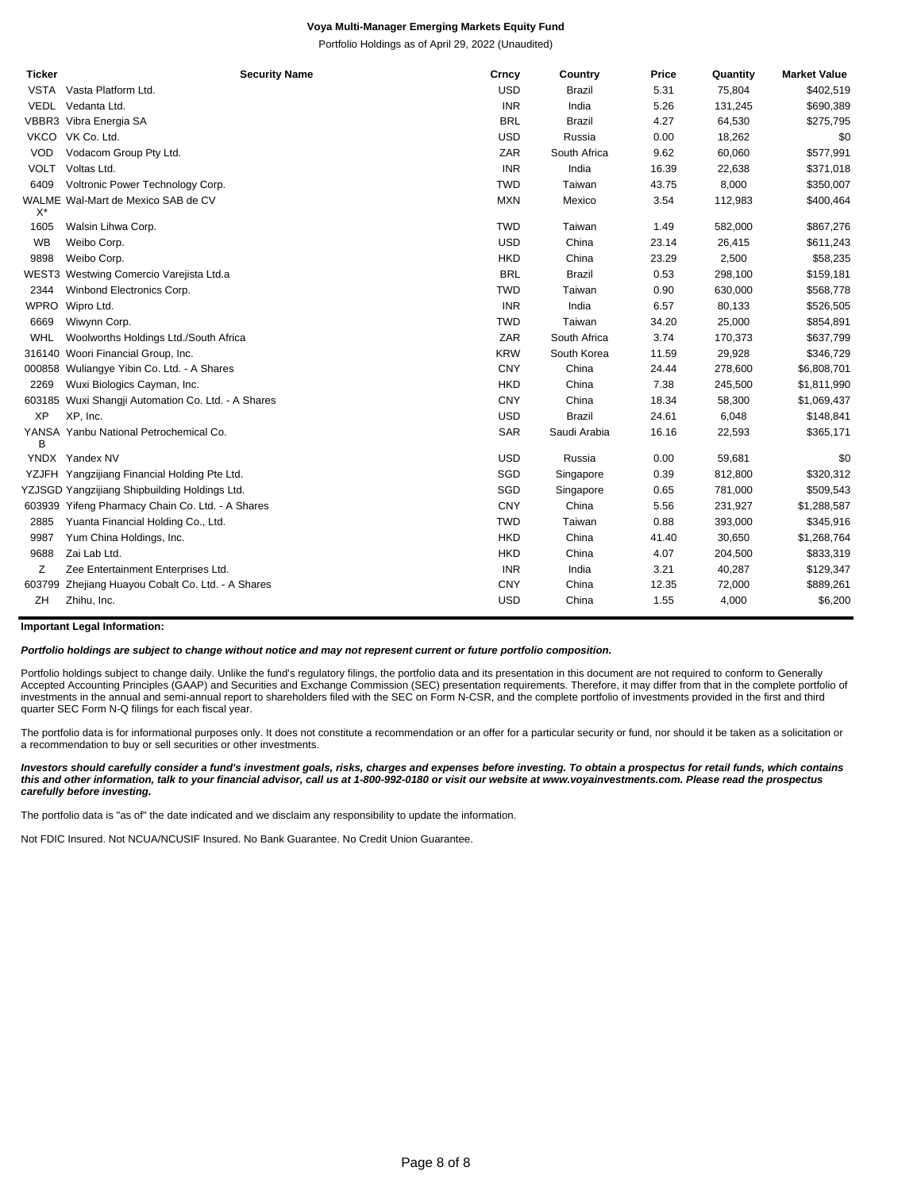# Voya Multi-Manager Emerging Markets Equity Fund

Portfolio Holdings as of April 29, 2022 (Unaudited)

| Ticker | Security Name | Crncy | Country | Price | Quantity | Market Value |
|---|---|---|---|---|---|---|
| VSTA | Vasta Platform Ltd. | USD | Brazil | 5.31 | 75,804 | $402,519 |
| VEDL | Vedanta Ltd. | INR | India | 5.26 | 131,245 | $690,389 |
| VBBR3 | Vibra Energia SA | BRL | Brazil | 4.27 | 64,530 | $275,795 |
| VKCO | VK Co. Ltd. | USD | Russia | 0.00 | 18,262 | $0 |
| VOD | Vodacom Group Pty Ltd. | ZAR | South Africa | 9.62 | 60,060 | $577,991 |
| VOLT | Voltas Ltd. | INR | India | 16.39 | 22,638 | $371,018 |
| 6409 | Voltronic Power Technology Corp. | TWD | Taiwan | 43.75 | 8,000 | $350,007 |
| WALMEX* | Wal-Mart de Mexico SAB de CV | MXN | Mexico | 3.54 | 112,983 | $400,464 |
| 1605 | Walsin Lihwa Corp. | TWD | Taiwan | 1.49 | 582,000 | $867,276 |
| WB | Weibo Corp. | USD | China | 23.14 | 26,415 | $611,243 |
| 9898 | Weibo Corp. | HKD | China | 23.29 | 2,500 | $58,235 |
| WEST3 | Westwing Comercio Varejista Ltd.a | BRL | Brazil | 0.53 | 298,100 | $159,181 |
| 2344 | Winbond Electronics Corp. | TWD | Taiwan | 0.90 | 630,000 | $568,778 |
| WPRO | Wipro Ltd. | INR | India | 6.57 | 80,133 | $526,505 |
| 6669 | Wiwynn Corp. | TWD | Taiwan | 34.20 | 25,000 | $854,891 |
| WHL | Woolworths Holdings Ltd./South Africa | ZAR | South Africa | 3.74 | 170,373 | $637,799 |
| 316140 | Woori Financial Group, Inc. | KRW | South Korea | 11.59 | 29,928 | $346,729 |
| 000858 | Wuliangye Yibin Co. Ltd. - A Shares | CNY | China | 24.44 | 278,600 | $6,808,701 |
| 2269 | Wuxi Biologics Cayman, Inc. | HKD | China | 7.38 | 245,500 | $1,811,990 |
| 603185 | Wuxi Shangji Automation Co. Ltd. - A Shares | CNY | China | 18.34 | 58,300 | $1,069,437 |
| XP | XP, Inc. | USD | Brazil | 24.61 | 6,048 | $148,841 |
| YANSAB | Yanbu National Petrochemical Co. | SAR | Saudi Arabia | 16.16 | 22,593 | $365,171 |
| YNDX | Yandex NV | USD | Russia | 0.00 | 59,681 | $0 |
| YZJFH | Yangzijiang Financial Holding Pte Ltd. | SGD | Singapore | 0.39 | 812,800 | $320,312 |
| YZJSGD | Yangzijiang Shipbuilding Holdings Ltd. | SGD | Singapore | 0.65 | 781,000 | $509,543 |
| 603939 | Yifeng Pharmacy Chain Co. Ltd. - A Shares | CNY | China | 5.56 | 231,927 | $1,288,587 |
| 2885 | Yuanta Financial Holding Co., Ltd. | TWD | Taiwan | 0.88 | 393,000 | $345,916 |
| 9987 | Yum China Holdings, Inc. | HKD | China | 41.40 | 30,650 | $1,268,764 |
| 9688 | Zai Lab Ltd. | HKD | China | 4.07 | 204,500 | $833,319 |
| Z | Zee Entertainment Enterprises Ltd. | INR | India | 3.21 | 40,287 | $129,347 |
| 603799 | Zhejiang Huayou Cobalt Co. Ltd. - A Shares | CNY | China | 12.35 | 72,000 | $889,261 |
| ZH | Zhihu, Inc. | USD | China | 1.55 | 4,000 | $6,200 |

**Important Legal Information:**

***Portfolio holdings are subject to change without notice and may not represent current or future portfolio composition.***

Portfolio holdings subject to change daily. Unlike the fund's regulatory filings, the portfolio data and its presentation in this document are not required to conform to Generally Accepted Accounting Principles (GAAP) and Securities and Exchange Commission (SEC) presentation requirements. Therefore, it may differ from that in the complete portfolio of investments in the annual and semi-annual report to shareholders filed with the SEC on Form N-CSR, and the complete portfolio of investments provided in the first and third quarter SEC Form N-Q filings for each fiscal year.

The portfolio data is for informational purposes only. It does not constitute a recommendation or an offer for a particular security or fund, nor should it be taken as a solicitation or a recommendation to buy or sell securities or other investments.

***Investors should carefully consider a fund's investment goals, risks, charges and expenses before investing. To obtain a prospectus for retail funds, which contains this and other information, talk to your financial advisor, call us at 1-800-992-0180 or visit our website at www.voyainvestments.com. Please read the prospectus carefully before investing.***

The portfolio data is "as of" the date indicated and we disclaim any responsibility to update the information.

Not FDIC Insured. Not NCUA/NCUSIF Insured. No Bank Guarantee. No Credit Union Guarantee.